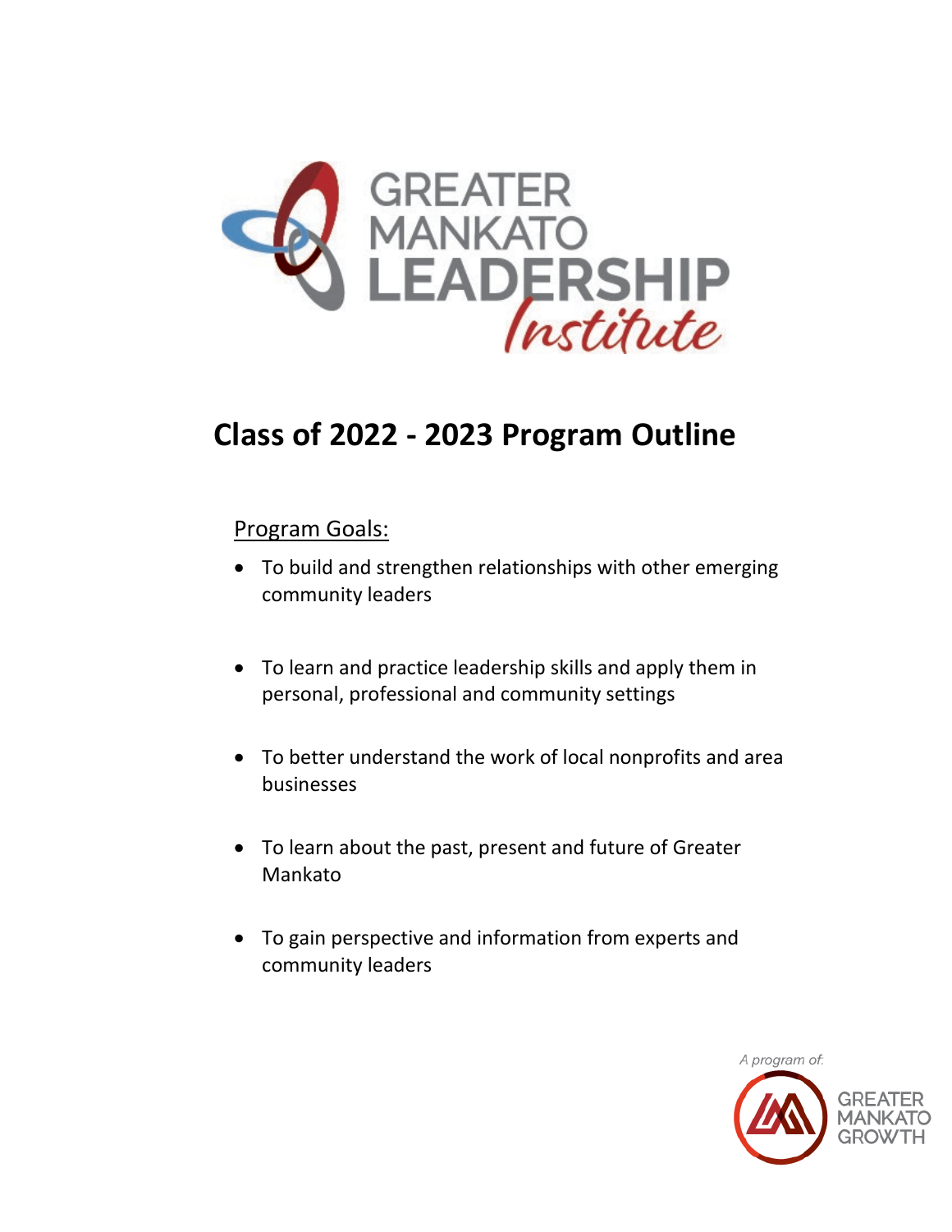GREATER MANKATO LEADERSHIP *Institute*

# Class of 2022 - 2023 Program Outline

Program Goals:

- To build and strengthen relationships with other emerging community leaders
- To learn and practice leadership skills and apply them in personal, professional and community settings
- To better understand the work of local nonprofits and area businesses
- To learn about the past, present and future of Greater Mankato
- To gain perspective and information from experts and community leaders

*A program of:*

GREATER MANKATO GROWTH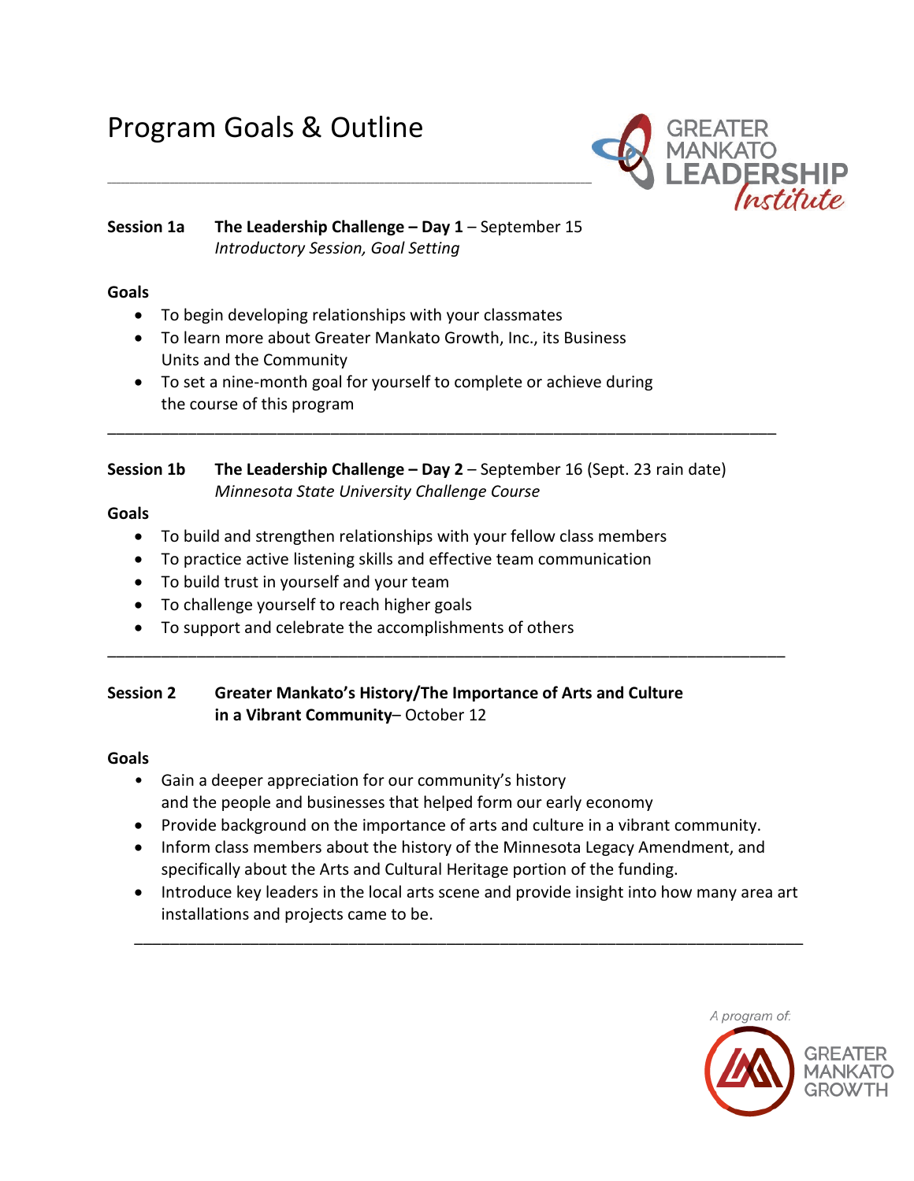# Program Goals & Outline

**Session 1a** **The Leadership Challenge – Day 1** – September 15
*Introductory Session, Goal Setting*

**Goals**

- To begin developing relationships with your classmates
- To learn more about Greater Mankato Growth, Inc., its Business Units and the Community
- To set a nine-month goal for yourself to complete or achieve during the course of this program

---

**Session 1b** **The Leadership Challenge – Day 2** – September 16 (Sept. 23 rain date)
*Minnesota State University Challenge Course*

**Goals**

- To build and strengthen relationships with your fellow class members
- To practice active listening skills and effective team communication
- To build trust in yourself and your team
- To challenge yourself to reach higher goals
- To support and celebrate the accomplishments of others

---

**Session 2** **Greater Mankato's History/The Importance of Arts and Culture in a Vibrant Community**– October 12

**Goals**

- Gain a deeper appreciation for our community's history and the people and businesses that helped form our early economy
- Provide background on the importance of arts and culture in a vibrant community.
- Inform class members about the history of the Minnesota Legacy Amendment, and specifically about the Arts and Cultural Heritage portion of the funding.
- Introduce key leaders in the local arts scene and provide insight into how many area art installations and projects came to be.

---

A program of: Greater Mankato Growth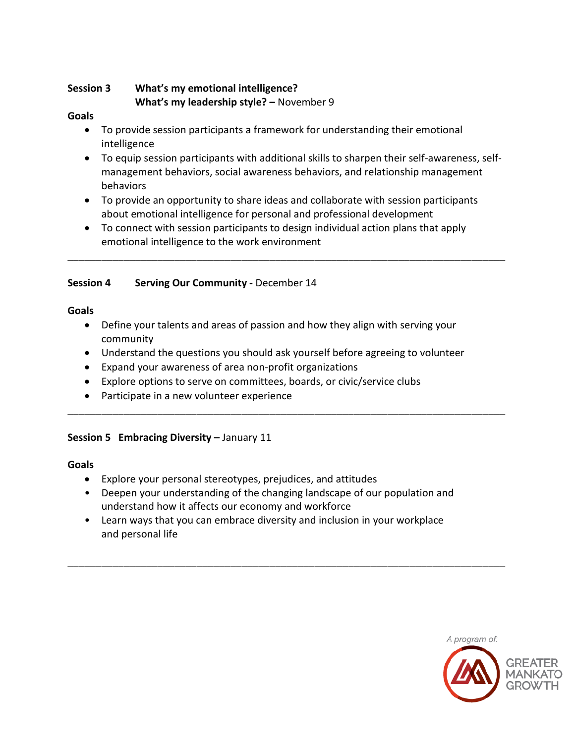**Session 3 What's my emotional intelligence?**
**What's my leadership style? –** November 9

**Goals**

- To provide session participants a framework for understanding their emotional intelligence
- To equip session participants with additional skills to sharpen their self-awareness, self-management behaviors, social awareness behaviors, and relationship management behaviors
- To provide an opportunity to share ideas and collaborate with session participants about emotional intelligence for personal and professional development
- To connect with session participants to design individual action plans that apply emotional intelligence to the work environment

---

**Session 4 Serving Our Community -** December 14

**Goals**

- Define your talents and areas of passion and how they align with serving your community
- Understand the questions you should ask yourself before agreeing to volunteer
- Expand your awareness of area non-profit organizations
- Explore options to serve on committees, boards, or civic/service clubs
- Participate in a new volunteer experience

---

**Session 5 Embracing Diversity –** January 11

**Goals**

- Explore your personal stereotypes, prejudices, and attitudes
- Deepen your understanding of the changing landscape of our population and understand how it affects our economy and workforce
- Learn ways that you can embrace diversity and inclusion in your workplace and personal life

---

A program of: GREATER MANKATO GROWTH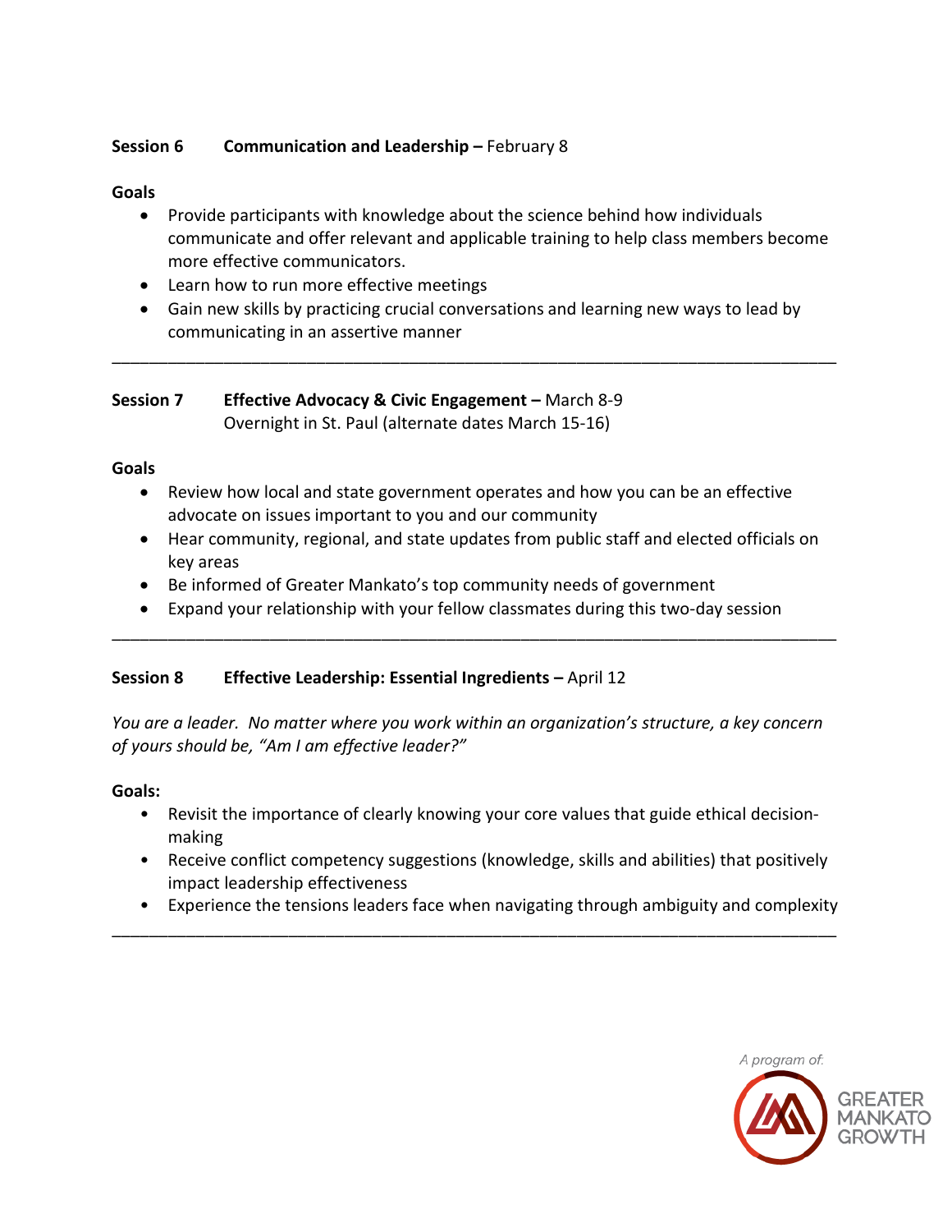### **Session 6 Communication and Leadership –** February 8

**Goals**

- Provide participants with knowledge about the science behind how individuals communicate and offer relevant and applicable training to help class members become more effective communicators.
- Learn how to run more effective meetings
- Gain new skills by practicing crucial conversations and learning new ways to lead by communicating in an assertive manner

---

### **Session 7 Effective Advocacy & Civic Engagement –** March 8-9

Overnight in St. Paul (alternate dates March 15-16)

**Goals**

- Review how local and state government operates and how you can be an effective advocate on issues important to you and our community
- Hear community, regional, and state updates from public staff and elected officials on key areas
- Be informed of Greater Mankato's top community needs of government
- Expand your relationship with your fellow classmates during this two-day session

---

### **Session 8 Effective Leadership: Essential Ingredients –** April 12

*You are a leader. No matter where you work within an organization's structure, a key concern of yours should be, "Am I am effective leader?"*

**Goals:**

- Revisit the importance of clearly knowing your core values that guide ethical decision-making
- Receive conflict competency suggestions (knowledge, skills and abilities) that positively impact leadership effectiveness
- Experience the tensions leaders face when navigating through ambiguity and complexity

---

A program of: GREATER MANKATO GROWTH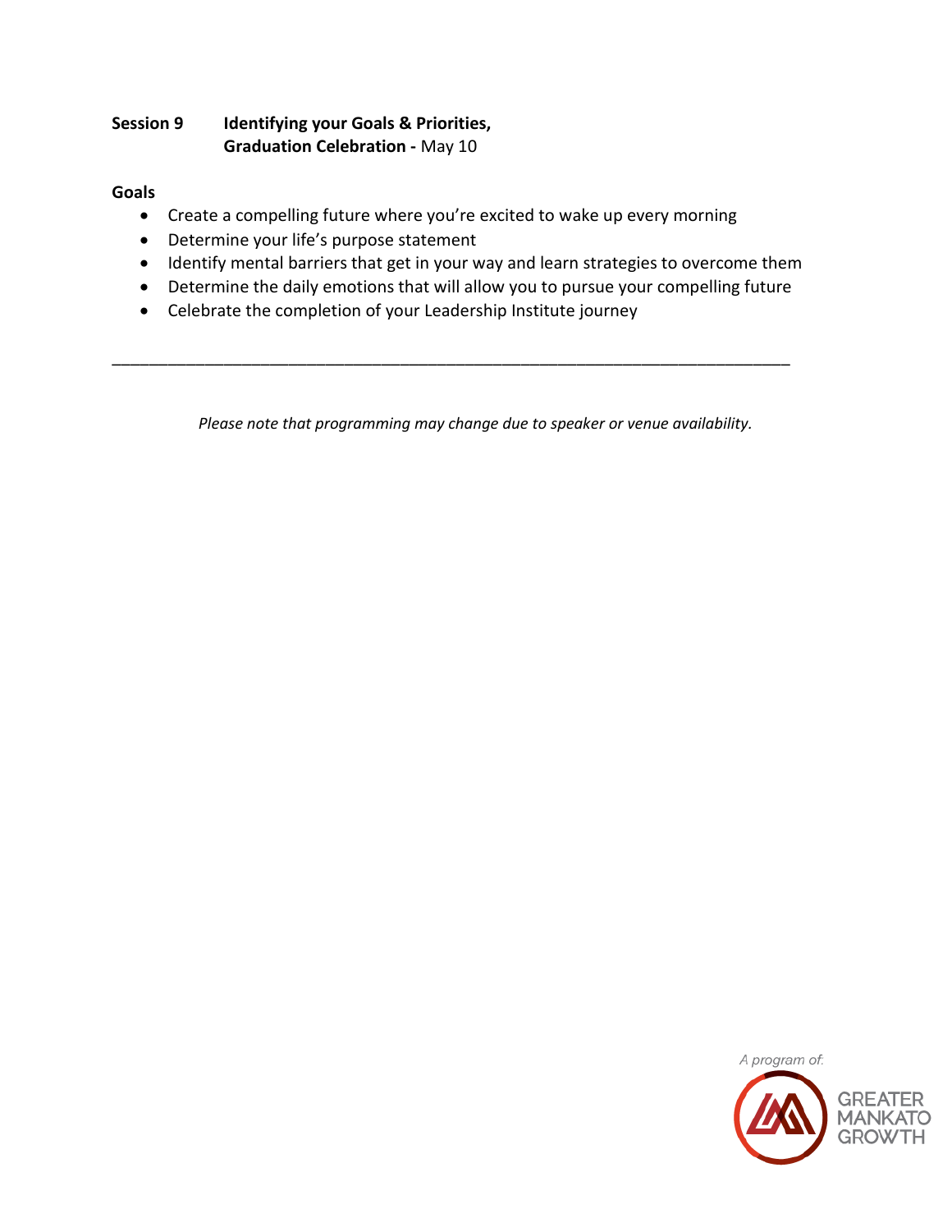**Session 9 Identifying your Goals & Priorities,**
**Graduation Celebration -** May 10

**Goals**

- Create a compelling future where you're excited to wake up every morning
- Determine your life's purpose statement
- Identify mental barriers that get in your way and learn strategies to overcome them
- Determine the daily emotions that will allow you to pursue your compelling future
- Celebrate the completion of your Leadership Institute journey

---

*Please note that programming may change due to speaker or venue availability.*

*A program of:*

GREATER MANKATO GROWTH